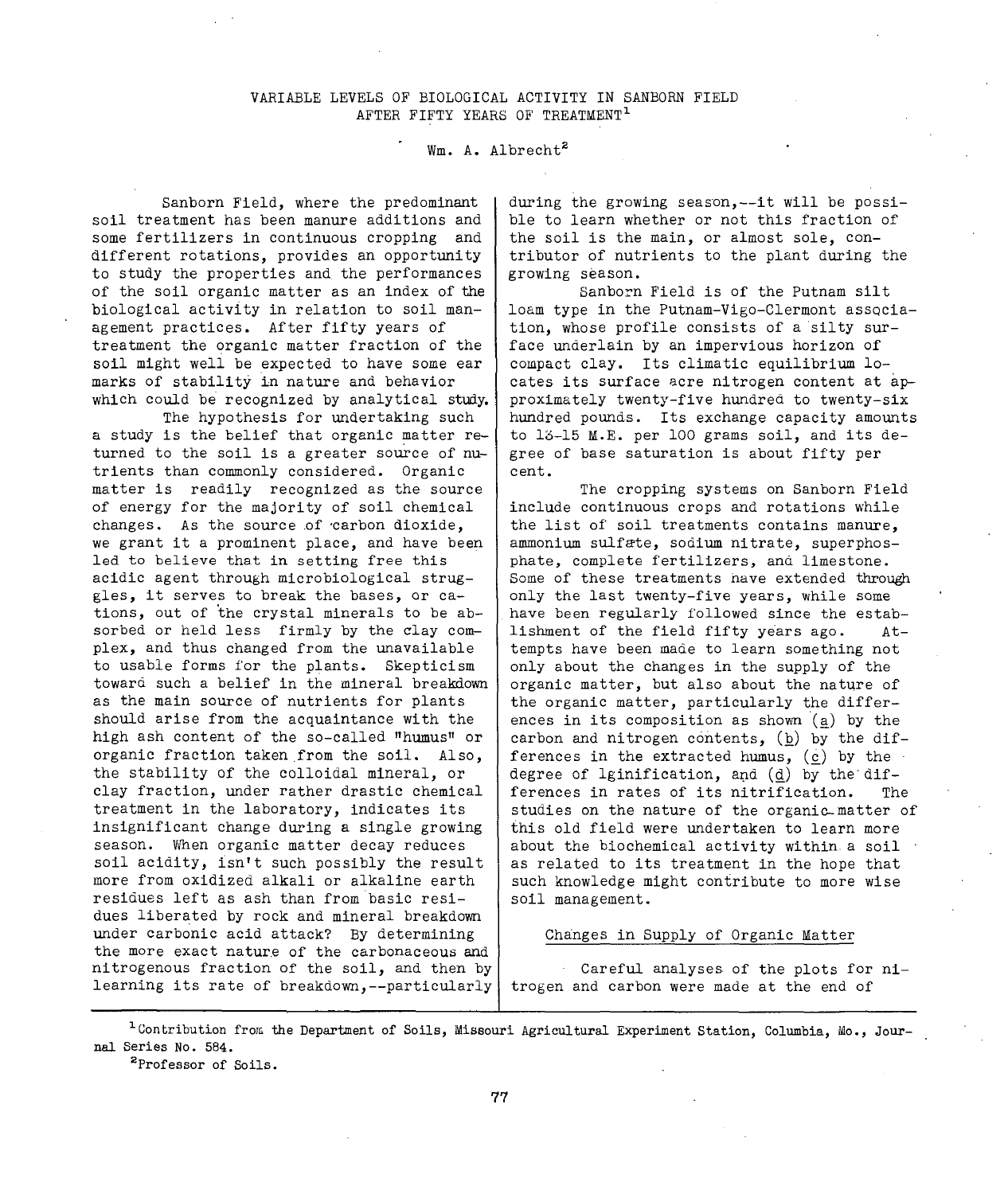# VARIABLE LEVELS OF BIOLOGICAL ACTIVITY IN SANBORN FIELD AFTER FIFTY YEARS OF TREATMENT[1]

Wm. A. Albrecht[2]

Sanborn Field, where the predominant soil treatment has been manure additions and some fertilizers in continuous cropping and different rotations, provides an opportunity to study the properties and the performances of the soil organic matter as an index of the biological activity in relation to soil management practices. After fifty years of treatment the organic matter fraction of the soil might well be expected to have some ear marks of stability in nature and behavior which could be recognized by analytical study.

The hypothesis for undertaking such a study is the belief that organic matter returned to the soil is a greater source of nutrients than commonly considered. Organic matter is readily recognized as the source of energy for the majority of soil chemical changes. As the source of carbon dioxide, we grant it a prominent place, and have been led to believe that in setting free this acidic agent through microbiological struggles, it serves to break the bases, or cations, out of the crystal minerals to be absorbed or held less firmly by the clay complex, and thus changed from the unavailable to usable forms for the plants. Skepticism toward such a belief in the mineral breakdown as the main source of nutrients for plants should arise from the acquaintance with the high ash content of the so-called "humus" or organic fraction taken from the soil. Also, the stability of the colloidal mineral, or clay fraction, under rather drastic chemical treatment in the laboratory, indicates its insignificant change during a single growing season. When organic matter decay reduces soil acidity, isn't such possibly the result more from oxidized alkali or alkaline earth residues left as ash than from basic residues liberated by rock and mineral breakdown under carbonic acid attack? By determining the more exact nature of the carbonaceous and nitrogenous fraction of the soil, and then by learning its rate of breakdown,--particularly during the growing season,--it will be possible to learn whether or not this fraction of the soil is the main, or almost sole, contributor of nutrients to the plant during the growing season.

Sanborn Field is of the Putnam silt loam type in the Putnam-Vigo-Clermont association, whose profile consists of a silty surface underlain by an impervious horizon of compact clay. Its climatic equilibrium locates its surface acre nitrogen content at approximately twenty-five hundred to twenty-six hundred pounds. Its exchange capacity amounts to 13-15 M.E. per 100 grams soil, and its degree of base saturation is about fifty per cent.

The cropping systems on Sanborn Field include continuous crops and rotations while the list of soil treatments contains manure, ammonium sulfate, sodium nitrate, superphosphate, complete fertilizers, and limestone. Some of these treatments have extended through only the last twenty-five years, while some have been regularly followed since the establishment of the field fifty years ago. Attempts have been made to learn something not only about the changes in the supply of the organic matter, but also about the nature of the organic matter, particularly the differences in its composition as shown (a) by the carbon and nitrogen contents, (b) by the differences in the extracted humus, (c) by the degree of lginification, and (d) by the differences in rates of its nitrification. The studies on the nature of the organic matter of this old field were undertaken to learn more about the biochemical activity within a soil as related to its treatment in the hope that such knowledge might contribute to more wise soil management.

## Changes in Supply of Organic Matter

Careful analyses of the plots for nitrogen and carbon were made at the end of

[1] Contribution from the Department of Soils, Missouri Agricultural Experiment Station, Columbia, Mo., Journal Series No. 584.

[2] Professor of Soils.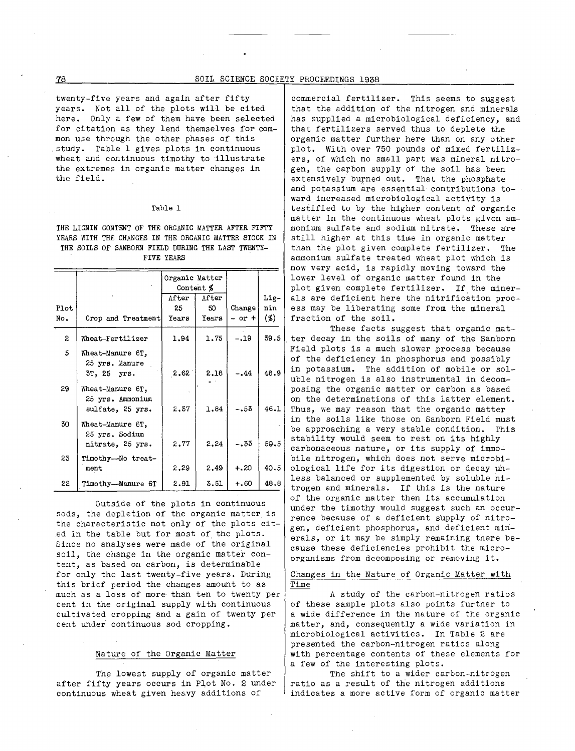twenty-five years and again after fifty years. Not all of the plots will be cited here. Only a few of them have been selected for citation as they lend themselves for common use through the other phases of this study. Table 1 gives plots in continuous wheat and continuous timothy to illustrate the extremes in organic matter changes in the field.

Table 1

THE LIGNIN CONTENT OF THE ORGANIC MATTER AFTER FIFTY YEARS WITH THE CHANGES IN THE ORGANIC MATTER STOCK IN THE SOILS OF SANBORN FIELD DURING THE LAST TWENTY-FIVE YEARS

| Plot No. | Crop and Treatment | Organic Matter Content % After 25 Years | After 50 Years | Change - or + | Lignin (%) |
|---|---|---|---|---|---|
| 2 | Wheat-Fertilizer | 1.94 | 1.75 | -.19 | 39.5 |
| 5 | Wheat-Manure 6T, 25 yrs. Manure 3T, 25 yrs. | 2.62 | 2.18 | -.44 | 48.9 |
| 29 | Wheat-Manure 6T, 25 yrs. Ammonium sulfate, 25 yrs. | 2.37 | 1.84 | -.53 | 46.1 |
| 30 | Wheat-Manure 6T, 25 yrs. Sodium nitrate, 25 yrs. | 2.77 | 2.24 | -.33 | 59.5 |
| 23 | Timothy--No treatment | 2.29 | 2.49 | +.20 | 40.5 |
| 22 | Timothy--Manure 6T | 2.91 | 3.51 | +.60 | 48.8 |

Outside of the plots in continuous sods, the depletion of the organic matter is the characteristic not only of the plots cited in the table but for most of the plots. Since no analyses were made of the original soil, the change in the organic matter content, as based on carbon, is determinable for only the last twenty-five years. During this brief period the changes amount to as much as a loss of more than ten to twenty per cent in the original supply with continuous cultivated cropping and a gain of twenty per cent under continuous sod cropping.

## Nature of the Organic Matter

The lowest supply of organic matter after fifty years occurs in Plot No. 2 under continuous wheat given heavy additions of commercial fertilizer. This seems to suggest that the addition of the nitrogen and minerals has supplied a microbiological deficiency, and that fertilizers served thus to deplete the organic matter further here than on any other plot. With over 750 pounds of mixed fertilizers, of which no small part was mineral nitrogen, the carbon supply of the soil has been extensively burned out. That the phosphate and potassium are essential contributions toward increased microbiological activity is testified to by the higher content of organic matter in the continuous wheat plots given ammonium sulfate and sodium nitrate. These are still higher at this time in organic matter than the plot given complete fertilizer. The ammonium sulfate treated wheat plot which is now very acid, is rapidly moving toward the lower level of organic matter found in the plot given complete fertilizer. If the minerals are deficient here the nitrification process may be liberating some from the mineral fraction of the soil.

These facts suggest that organic matter decay in the soils of many of the Sanborn Field plots is a much slower process because of the deficiency in phosphorus and possibly in potassium. The addition of mobile or soluble nitrogen is also instrumental in decomposing the organic matter or carbon as based on the determinations of this latter element. Thus, we may reason that the organic matter in the soils like those on Sanborn Field must be approaching a very stable condition. This stability would seem to rest on its highly carbonaceous nature, or its supply of immobile nitrogen, which does not serve microbiological life for its digestion or decay unless balanced or supplemented by soluble nitrogen and minerals. If this is the nature of the organic matter then its accumulation under the timothy would suggest such an occurrence because of a deficient supply of nitrogen, deficient phosphorus, and deficient minerals, or it may be simply remaining there because these deficiencies prohibit the microorganisms from decomposing or removing it.

## Changes in the Nature of Organic Matter with Time

A study of the carbon-nitrogen ratios of these sample plots also points further to a wide difference in the nature of the organic matter, and, consequently a wide variation in microbiological activities. In Table 2 are presented the carbon-nitrogen ratios along with percentage contents of these elements for a few of the interesting plots.

The shift to a wider carbon-nitrogen ratio as a result of the nitrogen additions indicates a more active form of organic matter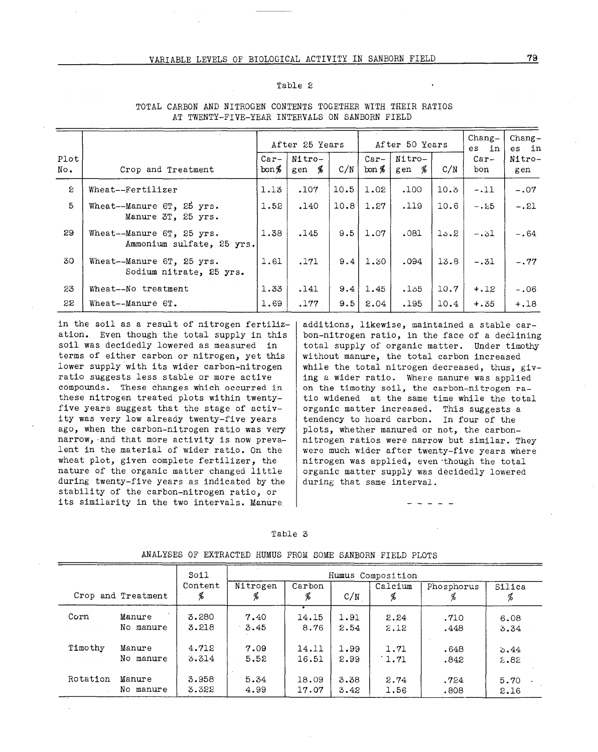Table 2

TOTAL CARBON AND NITROGEN CONTENTS TOGETHER WITH THEIR RATIOS AT TWENTY-FIVE-YEAR INTERVALS ON SANBORN FIELD

| Plot No. | Crop and Treatment | After 25 Years | | | After 50 Years | | | Changes in Carbon | Changes in Nitrogen |
|---|---|---|---|---|---|---|---|---|---|
| | | Carbon % | Nitrogen % | C/N | Carbon % | Nitrogen % | C/N | | |
| 2 | Wheat--Fertilizer | 1.13 | .107 | 10.5 | 1.02 | .100 | 10.3 | -.11 | -.07 |
| 5 | Wheat--Manure 6T, 25 yrs. Manure 3T, 25 yrs. | 1.52 | .140 | 10.8 | 1.27 | .119 | 10.6 | -.25 | -.21 |
| 29 | Wheat--Manure 6T, 25 yrs. Ammonium sulfate, 25 yrs. | 1.38 | .145 | 9.5 | 1.07 | .081 | 13.2 | -.31 | -.64 |
| 30 | Wheat--Manure 6T, 25 yrs. Sodium nitrate, 25 yrs. | 1.61 | .171 | 9.4 | 1.30 | .094 | 13.8 | -.31 | -.77 |
| 23 | Wheat--No treatment | 1.33 | .141 | 9.4 | 1.45 | .135 | 10.7 | +.12 | -.06 |
| 22 | Wheat--Manure 6T. | 1.69 | .177 | 9.5 | 2.04 | .195 | 10.4 | +.35 | +.18 |

in the soil as a result of nitrogen fertilization. Even though the total supply in this soil was decidedly lowered as measured in terms of either carbon or nitrogen, yet this lower supply with its wider carbon-nitrogen ratio suggests less stable or more active compounds. These changes which occurred in these nitrogen treated plots within twenty-five years suggest that the stage of activity was very low already twenty-five years ago, when the carbon-nitrogen ratio was very narrow, and that more activity is now prevalent in the material of wider ratio. On the wheat plot, given complete fertilizer, the nature of the organic matter changed little during twenty-five years as indicated by the stability of the carbon-nitrogen ratio, or its similarity in the two intervals. Manure additions, likewise, maintained a stable carbon-nitrogen ratio, in the face of a declining total supply of organic matter. Under timothy without manure, the total carbon increased while the total nitrogen decreased, thus, giving a wider ratio. Where manure was applied on the timothy soil, the carbon-nitrogen ratio widened at the same time while the total organic matter increased. This suggests a tendency to hoard carbon. In four of the plots, whether manured or not, the carbon-nitrogen ratios were narrow but similar. They were much wider after twenty-five years where nitrogen was applied, even though the total organic matter supply was decidedly lowered during that same interval.

- - - - -

Table 3

ANALYSES OF EXTRACTED HUMUS FROM SOME SANBORN FIELD PLOTS

| Crop and Treatment | | Soil Content % | Humus Composition | | | | | |
|---|---|---|---|---|---|---|---|---|
| | | | Nitrogen % | Carbon % | C/N | Calcium % | Phosphorus % | Silica % |
| Corn | Manure | 3.280 | 7.40 | 14.15 | 1.91 | 2.24 | .710 | 6.08 |
| | No manure | 3.218 | 3.45 | 8.76 | 2.54 | 2.12 | .448 | 3.34 |
| Timothy | Manure | 4.712 | 7.09 | 14.11 | 1.99 | 1.71 | .648 | 5.44 |
| | No manure | 3.314 | 5.52 | 16.51 | 2.99 | 1.71 | .842 | 2.82 |
| Rotation | Manure | 3.958 | 5.34 | 18.09 | 3.38 | 2.74 | .724 | 5.70 |
| | No manure | 3.322 | 4.99 | 17.07 | 3.42 | 1.56 | .808 | 2.16 |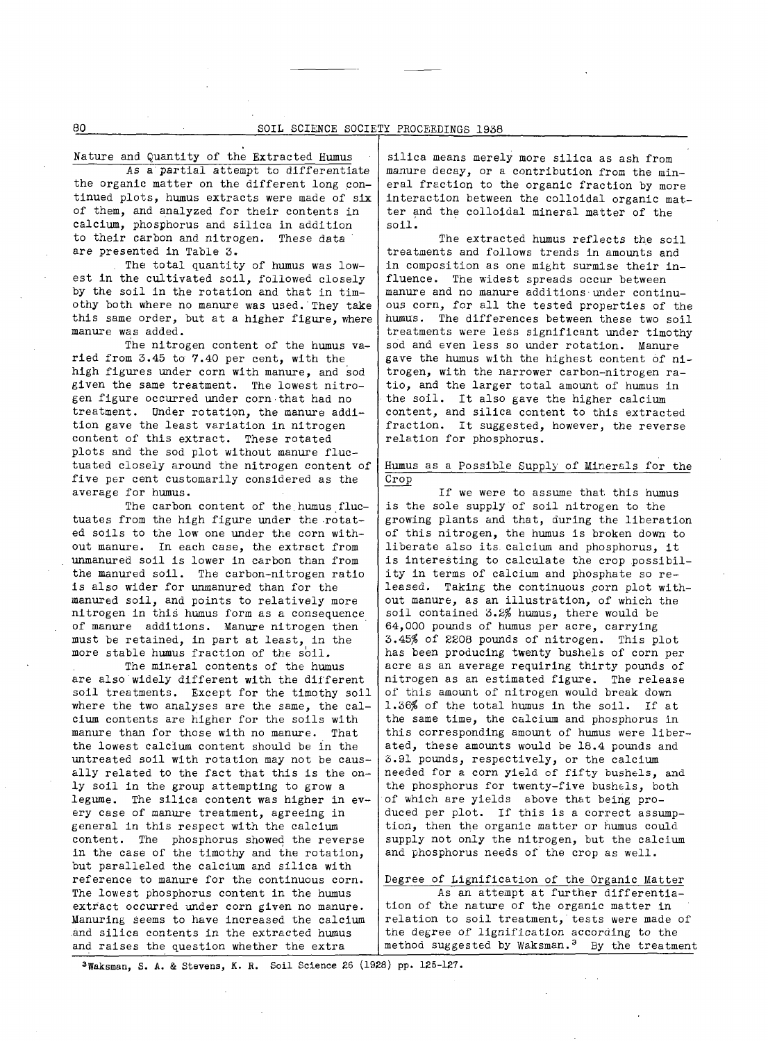Nature and Quantity of the Extracted Humus

As a partial attempt to differentiate the organic matter on the different long continued plots, humus extracts were made of six of them, and analyzed for their contents in calcium, phosphorus and silica in addition to their carbon and nitrogen. These data are presented in Table 3.

The total quantity of humus was lowest in the cultivated soil, followed closely by the soil in the rotation and that in timothy both where no manure was used. They take this same order, but at a higher figure, where manure was added.

The nitrogen content of the humus varied from 3.45 to 7.40 per cent, with the high figures under corn with manure, and sod given the same treatment. The lowest nitrogen figure occurred under corn that had no treatment. Under rotation, the manure addition gave the least variation in nitrogen content of this extract. These rotated plots and the sod plot without manure fluctuated closely around the nitrogen content of five per cent customarily considered as the average for humus.

The carbon content of the humus fluctuates from the high figure under the rotated soils to the low one under the corn without manure. In each case, the extract from unmanured soil is lower in carbon than from the manured soil. The carbon-nitrogen ratio is also wider for unmanured than for the manured soil, and points to relatively more nitrogen in this humus form as a consequence of manure additions. Manure nitrogen then must be retained, in part at least, in the more stable humus fraction of the soil.

The mineral contents of the humus are also widely different with the different soil treatments. Except for the timothy soil where the two analyses are the same, the calcium contents are higher for the soils with manure than for those with no manure. That the lowest calcium content should be in the untreated soil with rotation may not be causally related to the fact that this is the only soil in the group attempting to grow a legume. The silica content was higher in every case of manure treatment, agreeing in general in this respect with the calcium content. The phosphorus showed the reverse in the case of the timothy and the rotation, but paralleled the calcium and silica with reference to manure for the continuous corn. The lowest phosphorus content in the humus extract occurred under corn given no manure. Manuring seems to have increased the calcium and silica contents in the extracted humus and raises the question whether the extra silica means merely more silica as ash from manure decay, or a contribution from the mineral fraction to the organic fraction by more interaction between the colloidal organic matter and the colloidal mineral matter of the soil.

The extracted humus reflects the soil treatments and follows trends in amounts and in composition as one might surmise their influence. The widest spreads occur between manure and no manure additions under continuous corn, for all the tested properties of the humus. The differences between these two soil treatments were less significant under timothy sod and even less so under rotation. Manure gave the humus with the highest content of nitrogen, with the narrower carbon-nitrogen ratio, and the larger total amount of humus in the soil. It also gave the higher calcium content, and silica content to this extracted fraction. It suggested, however, the reverse relation for phosphorus.

Humus as a Possible Supply of Minerals for the Crop

If we were to assume that this humus is the sole supply of soil nitrogen to the growing plants and that, during the liberation of this nitrogen, the humus is broken down to liberate also its calcium and phosphorus, it is interesting to calculate the crop possibility in terms of calcium and phosphate so released. Taking the continuous corn plot without manure, as an illustration, of which the soil contained 3.2% humus, there would be 64,000 pounds of humus per acre, carrying 3.45% of 2208 pounds of nitrogen. This plot has been producing twenty bushels of corn per acre as an average requiring thirty pounds of nitrogen as an estimated figure. The release of this amount of nitrogen would break down 1.36% of the total humus in the soil. If at the same time, the calcium and phosphorus in this corresponding amount of humus were liberated, these amounts would be 18.4 pounds and 3.91 pounds, respectively, or the calcium needed for a corn yield of fifty bushels, and the phosphorus for twenty-five bushels, both of which are yields above that being produced per plot. If this is a correct assumption, then the organic matter or humus could supply not only the nitrogen, but the calcium and phosphorus needs of the crop as well.

Degree of Lignification of the Organic Matter

As an attempt at further differentiation of the nature of the organic matter in relation to soil treatment, tests were made of the degree of lignification according to the method suggested by Waksman.[3] By the treatment

[3]Waksman, S. A. & Stevens, K. R. Soil Science 26 (1928) pp. 125-127.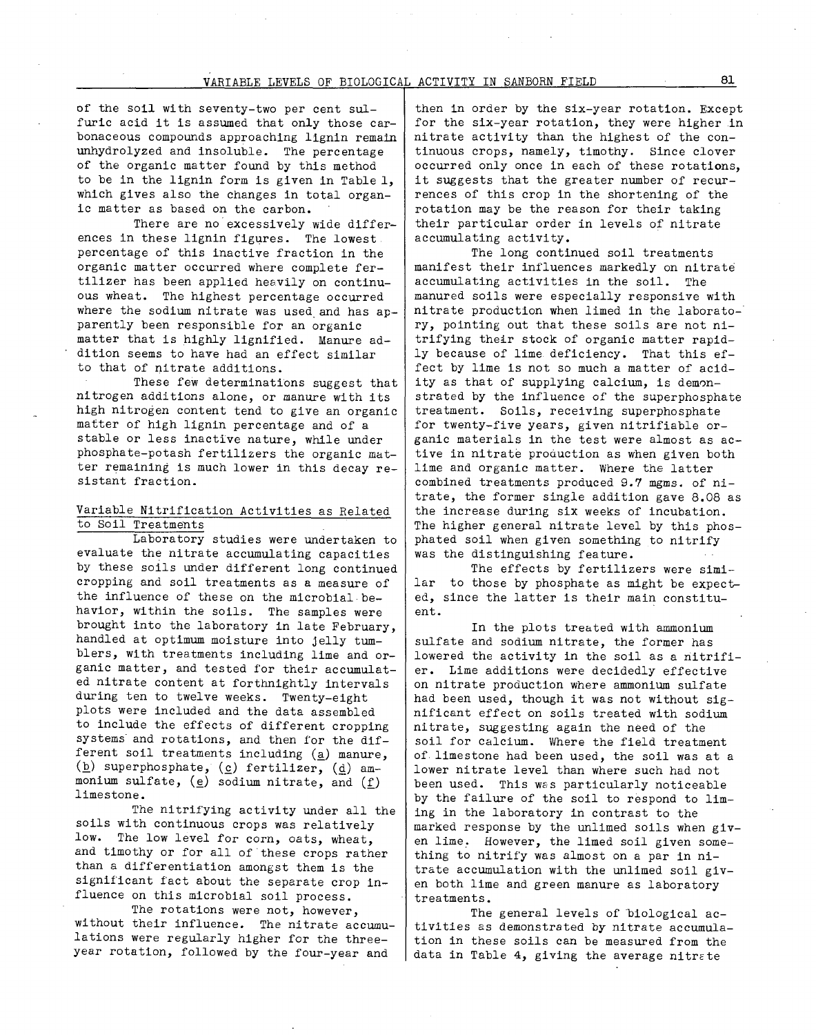of the soil with seventy-two per cent sulfuric acid it is assumed that only those carbonaceous compounds approaching lignin remain unhydrolyzed and insoluble. The percentage of the organic matter found by this method to be in the lignin form is given in Table 1, which gives also the changes in total organic matter as based on the carbon.

There are no excessively wide differences in these lignin figures. The lowest percentage of this inactive fraction in the organic matter occurred where complete fertilizer has been applied heavily on continuous wheat. The highest percentage occurred where the sodium nitrate was used and has apparently been responsible for an organic matter that is highly lignified. Manure addition seems to have had an effect similar to that of nitrate additions.

These few determinations suggest that nitrogen additions alone, or manure with its high nitrogen content tend to give an organic matter of high lignin percentage and of a stable or less inactive nature, while under phosphate-potash fertilizers the organic matter remaining is much lower in this decay resistant fraction.

## Variable Nitrification Activities as Related to Soil Treatments

Laboratory studies were undertaken to evaluate the nitrate accumulating capacities by these soils under different long continued cropping and soil treatments as a measure of the influence of these on the microbial behavior, within the soils. The samples were brought into the laboratory in late February, handled at optimum moisture into jelly tumblers, with treatments including lime and organic matter, and tested for their accumulated nitrate content at forthnightly intervals during ten to twelve weeks. Twenty-eight plots were included and the data assembled to include the effects of different cropping systems and rotations, and then for the different soil treatments including (a) manure, (b) superphosphate, (c) fertilizer, (d) ammonium sulfate, (e) sodium nitrate, and (f) limestone.

The nitrifying activity under all the soils with continuous crops was relatively low. The low level for corn, oats, wheat, and timothy or for all of these crops rather than a differentiation amongst them is the significant fact about the separate crop influence on this microbial soil process.

The rotations were not, however, without their influence. The nitrate accumulations were regularly higher for the three-year rotation, followed by the four-year and then in order by the six-year rotation. Except for the six-year rotation, they were higher in nitrate activity than the highest of the continuous crops, namely, timothy. Since clover occurred only once in each of these rotations, it suggests that the greater number of recurrences of this crop in the shortening of the rotation may be the reason for their taking their particular order in levels of nitrate accumulating activity.

The long continued soil treatments manifest their influences markedly on nitrate accumulating activities in the soil. The manured soils were especially responsive with nitrate production when limed in the laboratory, pointing out that these soils are not nitrifying their stock of organic matter rapidly because of lime deficiency. That this effect by lime is not so much a matter of acidity as that of supplying calcium, is demonstrated by the influence of the superphosphate treatment. Soils, receiving superphosphate for twenty-five years, given nitrifiable organic materials in the test were almost as active in nitrate production as when given both lime and organic matter. Where the latter combined treatments produced 9.7 mgms. of nitrate, the former single addition gave 8.08 as the increase during six weeks of incubation. The higher general nitrate level by this phosphated soil when given something to nitrify was the distinguishing feature.

The effects by fertilizers were similar to those by phosphate as might be expected, since the latter is their main constituent.

In the plots treated with ammonium sulfate and sodium nitrate, the former has lowered the activity in the soil as a nitrifier. Lime additions were decidedly effective on nitrate production where ammonium sulfate had been used, though it was not without significant effect on soils treated with sodium nitrate, suggesting again the need of the soil for calcium. Where the field treatment of limestone had been used, the soil was at a lower nitrate level than where such had not been used. This was particularly noticeable by the failure of the soil to respond to liming in the laboratory in contrast to the marked response by the unlimed soils when given lime. However, the limed soil given something to nitrify was almost on a par in nitrate accumulation with the unlimed soil given both lime and green manure as laboratory treatments.

The general levels of biological activities as demonstrated by nitrate accumulation in these soils can be measured from the data in Table 4, giving the average nitrate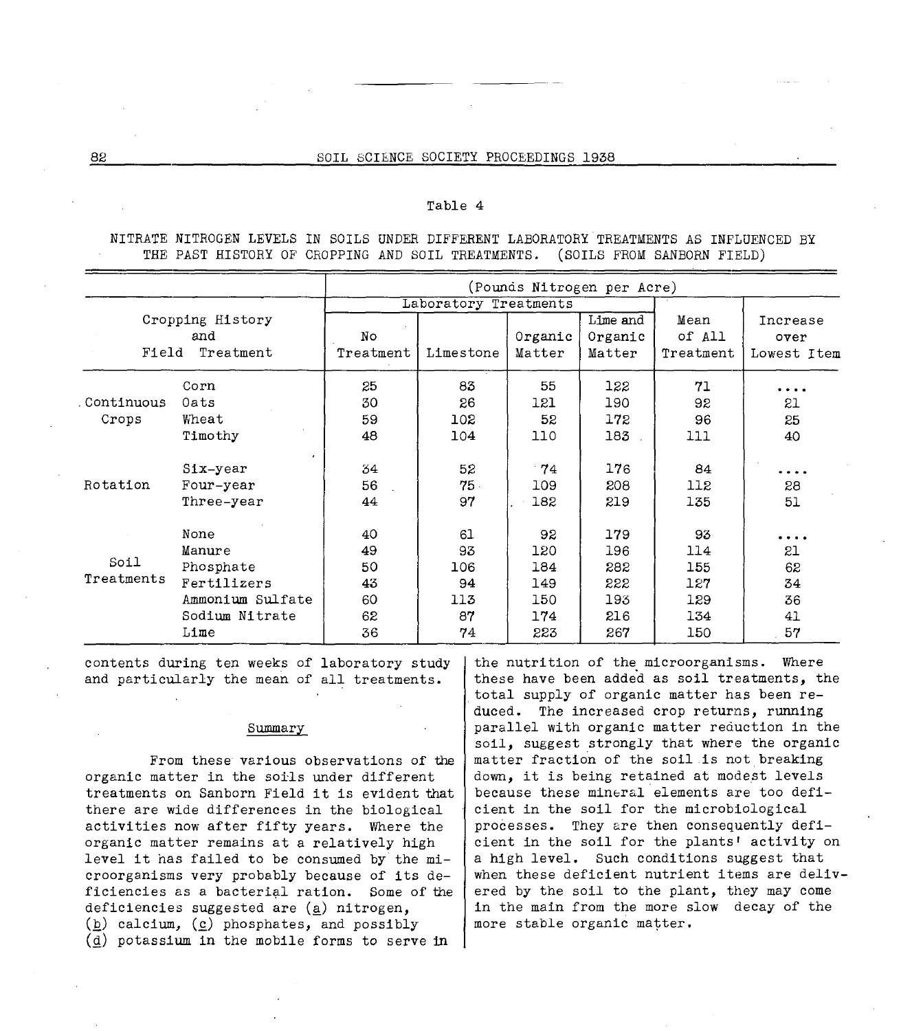Table 4

NITRATE NITROGEN LEVELS IN SOILS UNDER DIFFERENT LABORATORY TREATMENTS AS INFLUENCED BY THE PAST HISTORY OF CROPPING AND SOIL TREATMENTS. (SOILS FROM SANBORN FIELD)

| Cropping History and Field Treatment | | (Pounds Nitrogen per Acre) | | | | | |
|---|---|---|---|---|---|---|---|
| | | Laboratory Treatments | | | | | |
| | | No Treatment | Limestone | Organic Matter | Lime and Organic Matter | Mean of All Treatment | Increase over Lowest Item |
| Continuous Crops | Corn | 25 | 83 | 55 | 122 | 71 | .... |
| | Oats | 30 | 26 | 121 | 190 | 92 | 21 |
| | Wheat | 59 | 102 | 52 | 172 | 96 | 25 |
| | Timothy | 48 | 104 | 110 | 183 | 111 | 40 |
| Rotation | Six-year | 34 | 52 | 74 | 176 | 84 | .... |
| | Four-year | 56 | 75 | 109 | 208 | 112 | 28 |
| | Three-year | 44 | 97 | 182 | 219 | 135 | 51 |
| Soil Treatments | None | 40 | 61 | 92 | 179 | 93 | .... |
| | Manure | 49 | 93 | 120 | 196 | 114 | 21 |
| | Phosphate | 50 | 106 | 184 | 282 | 155 | 62 |
| | Fertilizers | 43 | 94 | 149 | 222 | 127 | 34 |
| | Ammonium Sulfate | 60 | 113 | 150 | 193 | 129 | 36 |
| | Sodium Nitrate | 62 | 87 | 174 | 216 | 134 | 41 |
| | Lime | 36 | 74 | 223 | 267 | 150 | 57 |

contents during ten weeks of laboratory study and particularly the mean of all treatments.

## Summary

From these various observations of the organic matter in the soils under different treatments on Sanborn Field it is evident that there are wide differences in the biological activities now after fifty years. Where the organic matter remains at a relatively high level it has failed to be consumed by the microorganisms very probably because of its deficiencies as a bacterial ration. Some of the deficiencies suggested are (a) nitrogen, (b) calcium, (c) phosphates, and possibly (d) potassium in the mobile forms to serve in the nutrition of the microorganisms. Where these have been added as soil treatments, the total supply of organic matter has been reduced. The increased crop returns, running parallel with organic matter reduction in the soil, suggest strongly that where the organic matter fraction of the soil is not breaking down, it is being retained at modest levels because these mineral elements are too deficient in the soil for the microbiological processes. They are then consequently deficient in the soil for the plants' activity on a high level. Such conditions suggest that when these deficient nutrient items are delivered by the soil to the plant, they may come in the main from the more slow decay of the more stable organic matter.